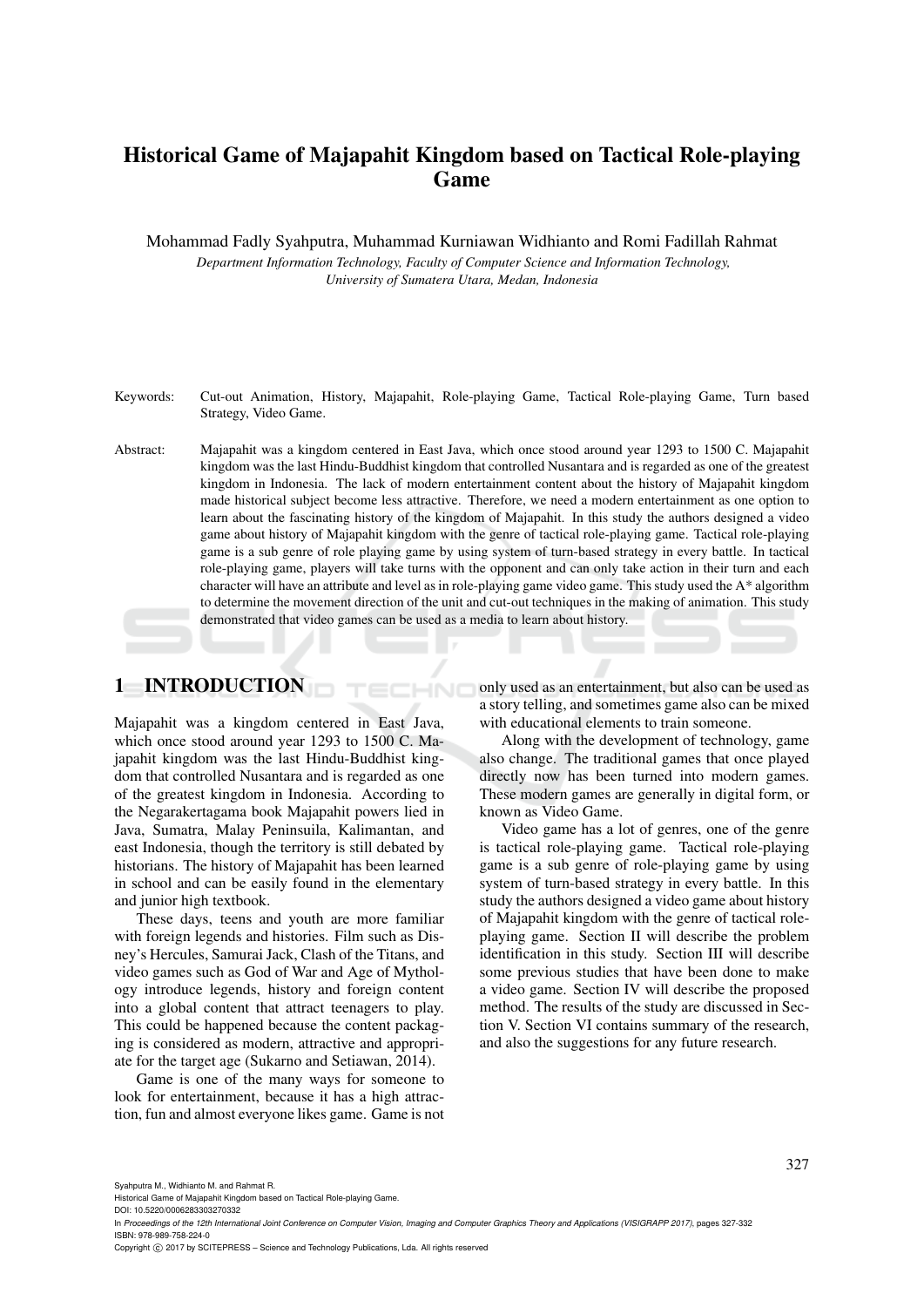# Historical Game of Majapahit Kingdom based on Tactical Role-playing Game

Mohammad Fadly Syahputra, Muhammad Kurniawan Widhianto and Romi Fadillah Rahmat

*Department Information Technology, Faculty of Computer Science and Information Technology, University of Sumatera Utara, Medan, Indonesia*

Keywords: Cut-out Animation, History, Majapahit, Role-playing Game, Tactical Role-playing Game, Turn based Strategy, Video Game.

Abstract: Majapahit was a kingdom centered in East Java, which once stood around year 1293 to 1500 C. Majapahit kingdom was the last Hindu-Buddhist kingdom that controlled Nusantara and is regarded as one of the greatest kingdom in Indonesia. The lack of modern entertainment content about the history of Majapahit kingdom made historical subject become less attractive. Therefore, we need a modern entertainment as one option to learn about the fascinating history of the kingdom of Majapahit. In this study the authors designed a video game about history of Majapahit kingdom with the genre of tactical role-playing game. Tactical role-playing game is a sub genre of role playing game by using system of turn-based strategy in every battle. In tactical role-playing game, players will take turns with the opponent and can only take action in their turn and each character will have an attribute and level as in role-playing game video game. This study used the A* algorithm to determine the movement direction of the unit and cut-out techniques in the making of animation. This study demonstrated that video games can be used as a media to learn about history.

## 1 INTRODUCTION

Majapahit was a kingdom centered in East Java, which once stood around year 1293 to 1500 C. Majapahit kingdom was the last Hindu-Buddhist kingdom that controlled Nusantara and is regarded as one of the greatest kingdom in Indonesia. According to the Negarakertagama book Majapahit powers lied in Java, Sumatra, Malay Peninsuila, Kalimantan, and east Indonesia, though the territory is still debated by historians. The history of Majapahit has been learned in school and can be easily found in the elementary and junior high textbook.

These days, teens and youth are more familiar with foreign legends and histories. Film such as Disney's Hercules, Samurai Jack, Clash of the Titans, and video games such as God of War and Age of Mythology introduce legends, history and foreign content into a global content that attract teenagers to play. This could be happened because the content packaging is considered as modern, attractive and appropriate for the target age (Sukarno and Setiawan, 2014).

Game is one of the many ways for someone to look for entertainment, because it has a high attraction, fun and almost everyone likes game. Game is not only used as an entertainment, but also can be used as a story telling, and sometimes game also can be mixed with educational elements to train someone.

Along with the development of technology, game also change. The traditional games that once played directly now has been turned into modern games. These modern games are generally in digital form, or known as Video Game.

Video game has a lot of genres, one of the genre is tactical role-playing game. Tactical role-playing game is a sub genre of role-playing game by using system of turn-based strategy in every battle. In this study the authors designed a video game about history of Majapahit kingdom with the genre of tactical role-playing game. Section II will describe the problem identification in this study. Section III will describe some previous studies that have been done to make a video game. Section IV will describe the proposed method. The results of the study are discussed in Section V. Section VI contains summary of the research, and also the suggestions for any future research.

Syahputra M., Widhianto M. and Rahmat R.
Historical Game of Majapahit Kingdom based on Tactical Role-playing Game.
DOI: 10.5220/0006283303270332
In *Proceedings of the 12th International Joint Conference on Computer Vision, Imaging and Computer Graphics Theory and Applications (VISIGRAPP 2017)*, pages 327-332
ISBN: 978-989-758-224-0
Copyright © 2017 by SCITEPRESS – Science and Technology Publications, Lda. All rights reserved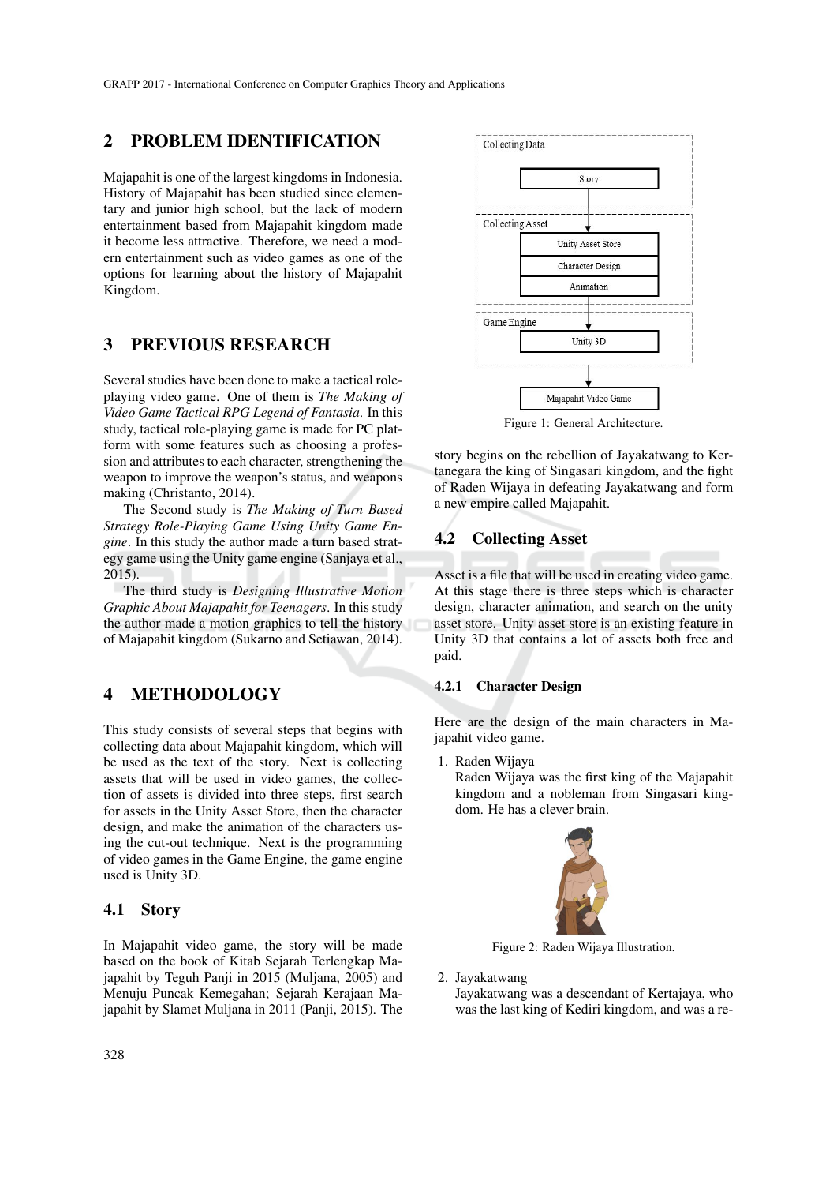## 2 PROBLEM IDENTIFICATION

Majapahit is one of the largest kingdoms in Indonesia. History of Majapahit has been studied since elementary and junior high school, but the lack of modern entertainment based from Majapahit kingdom made it become less attractive. Therefore, we need a modern entertainment such as video games as one of the options for learning about the history of Majapahit Kingdom.

## 3 PREVIOUS RESEARCH

Several studies have been done to make a tactical role-playing video game. One of them is *The Making of Video Game Tactical RPG Legend of Fantasia*. In this study, tactical role-playing game is made for PC platform with some features such as choosing a profession and attributes to each character, strengthening the weapon to improve the weapon's status, and weapons making (Christanto, 2014).

The Second study is *The Making of Turn Based Strategy Role-Playing Game Using Unity Game Engine*. In this study the author made a turn based strategy game using the Unity game engine (Sanjaya et al., 2015).

The third study is *Designing Illustrative Motion Graphic About Majapahit for Teenagers*. In this study the author made a motion graphics to tell the history of Majapahit kingdom (Sukarno and Setiawan, 2014).

## 4 METHODOLOGY

This study consists of several steps that begins with collecting data about Majapahit kingdom, which will be used as the text of the story. Next is collecting assets that will be used in video games, the collection of assets is divided into three steps, first search for assets in the Unity Asset Store, then the character design, and make the animation of the characters using the cut-out technique. Next is the programming of video games in the Game Engine, the game engine used is Unity 3D.

Collecting Data
Story
Collecting Asset
Unity Asset Store
Character Design
Animation
Game Engine
Unity 3D
Majapahit Video Game

Figure 1: General Architecture.

### 4.1 Story

In Majapahit video game, the story will be made based on the book of Kitab Sejarah Terlengkap Majapahit by Teguh Panji in 2015 (Muljana, 2005) and Menuju Puncak Kemegahan; Sejarah Kerajaan Majapahit by Slamet Muljana in 2011 (Panji, 2015). The story begins on the rebellion of Jayakatwang to Kertanegara the king of Singasari kingdom, and the fight of Raden Wijaya in defeating Jayakatwang and form a new empire called Majapahit.

### 4.2 Collecting Asset

Asset is a file that will be used in creating video game. At this stage there is three steps which is character design, character animation, and search on the unity asset store. Unity asset store is an existing feature in Unity 3D that contains a lot of assets both free and paid.

#### 4.2.1 Character Design

Here are the design of the main characters in Majapahit video game.

1. Raden Wijaya
   Raden Wijaya was the first king of the Majapahit kingdom and a nobleman from Singasari kingdom. He has a clever brain.

Figure 2: Raden Wijaya Illustration.

2. Jayakatwang
   Jayakatwang was a descendant of Kertajaya, who was the last king of Kediri kingdom, and was a re-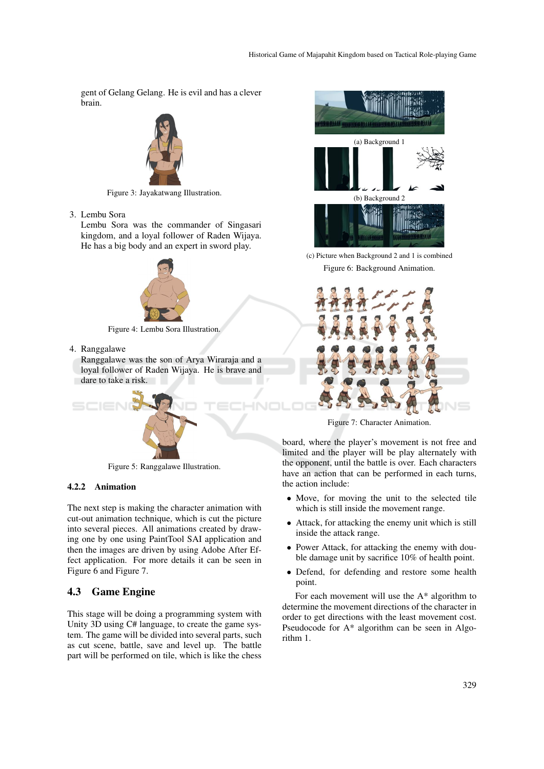gent of Gelang Gelang. He is evil and has a clever brain.

Figure 3: Jayakatwang Illustration.

3. Lembu Sora
   Lembu Sora was the commander of Singasari kingdom, and a loyal follower of Raden Wijaya. He has a big body and an expert in sword play.

Figure 4: Lembu Sora Illustration.

4. Ranggalawe
   Ranggalawe was the son of Arya Wiraraja and a loyal follower of Raden Wijaya. He is brave and dare to take a risk.

Figure 5: Ranggalawe Illustration.

### 4.2.2 Animation

The next step is making the character animation with cut-out animation technique, which is cut the picture into several pieces. All animations created by drawing one by one using PaintTool SAI application and then the images are driven by using Adobe After Effect application. For more details it can be seen in Figure 6 and Figure 7.

(a) Background 1

(b) Background 2

(c) Picture when Background 2 and 1 is combined

Figure 6: Background Animation.

Figure 7: Character Animation.

## 4.3 Game Engine

This stage will be doing a programming system with Unity 3D using C# language, to create the game system. The game will be divided into several parts, such as cut scene, battle, save and level up. The battle part will be performed on tile, which is like the chess board, where the player's movement is not free and limited and the player will be play alternately with the opponent, until the battle is over. Each characters have an action that can be performed in each turns, the action include:

- Move, for moving the unit to the selected tile which is still inside the movement range.
- Attack, for attacking the enemy unit which is still inside the attack range.
- Power Attack, for attacking the enemy with double damage unit by sacrifice 10% of health point.
- Defend, for defending and restore some health point.

For each movement will use the A* algorithm to determine the movement directions of the character in order to get directions with the least movement cost. Pseudocode for A* algorithm can be seen in Algorithm 1.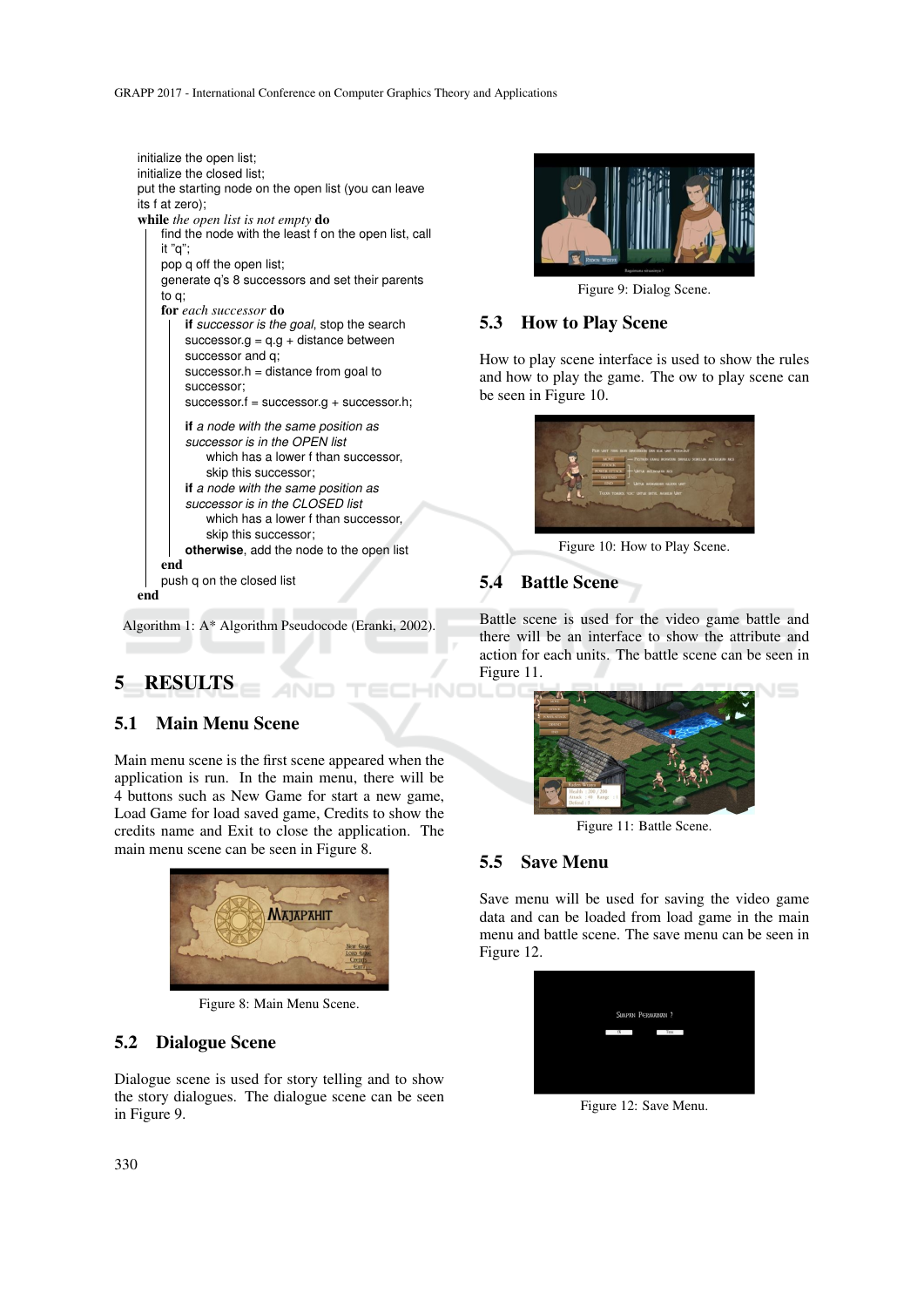```
initialize the open list;
initialize the closed list;
put the starting node on the open list (you can leave
its f at zero);
while the open list is not empty do
    find the node with the least f on the open list, call
    it "q";
    pop q off the open list;
    generate q's 8 successors and set their parents
    to q;
    for each successor do
        if successor is the goal, stop the search
        successor.g = q.g + distance between
        successor and q;
        successor.h = distance from goal to
        successor;
        successor.f = successor.g + successor.h;

        if a node with the same position as
        successor is in the OPEN list
            which has a lower f than successor,
            skip this successor;
        if a node with the same position as
        successor is in the CLOSED list
            which has a lower f than successor,
            skip this successor;
        otherwise, add the node to the open list
    end
    push q on the closed list
end
```

Algorithm 1: A* Algorithm Pseudocode (Eranki, 2002).

# 5 RESULTS

## 5.1 Main Menu Scene

Main menu scene is the first scene appeared when the application is run. In the main menu, there will be 4 buttons such as New Game for start a new game, Load Game for load saved game, Credits to show the credits name and Exit to close the application. The main menu scene can be seen in Figure 8.

Figure 8: Main Menu Scene.

## 5.2 Dialogue Scene

Dialogue scene is used for story telling and to show the story dialogues. The dialogue scene can be seen in Figure 9.

Figure 9: Dialog Scene.

## 5.3 How to Play Scene

How to play scene interface is used to show the rules and how to play the game. The ow to play scene can be seen in Figure 10.

Figure 10: How to Play Scene.

## 5.4 Battle Scene

Battle scene is used for the video game battle and there will be an interface to show the attribute and action for each units. The battle scene can be seen in Figure 11.

Figure 11: Battle Scene.

## 5.5 Save Menu

Save menu will be used for saving the video game data and can be loaded from load game in the main menu and battle scene. The save menu can be seen in Figure 12.

Figure 12: Save Menu.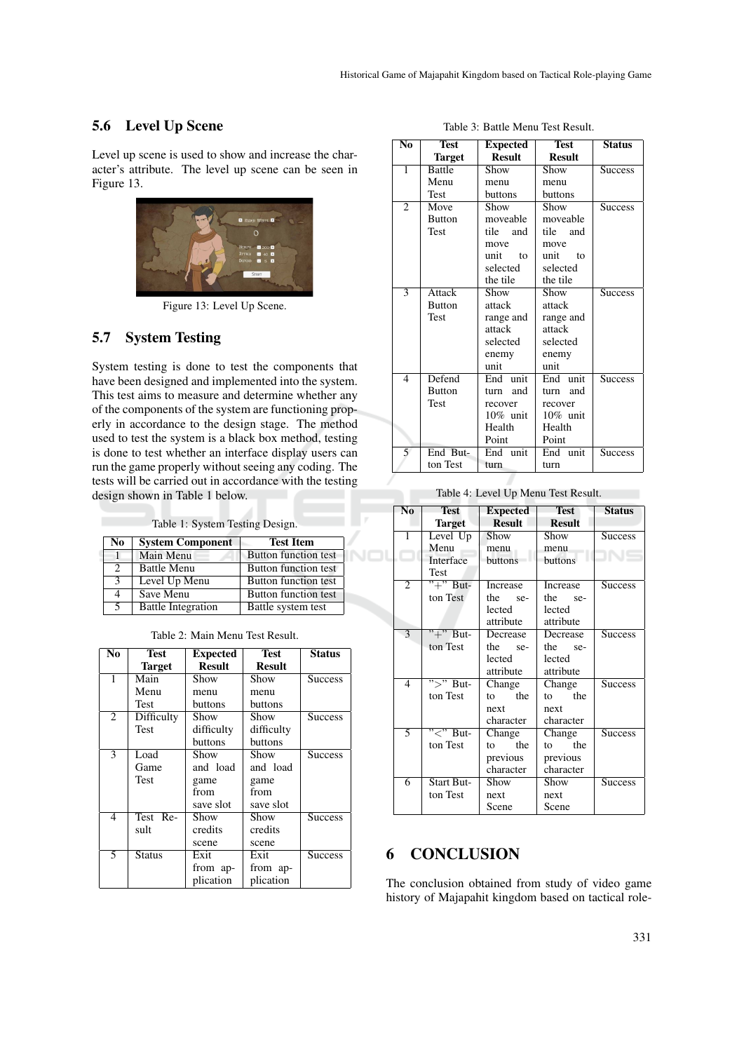### 5.6 Level Up Scene

Level up scene is used to show and increase the character's attribute. The level up scene can be seen in Figure 13.

Figure 13: Level Up Scene.

### 5.7 System Testing

System testing is done to test the components that have been designed and implemented into the system. This test aims to measure and determine whether any of the components of the system are functioning properly in accordance to the design stage. The method used to test the system is a black box method, testing is done to test whether an interface display users can run the game properly without seeing any coding. The tests will be carried out in accordance with the testing design shown in Table 1 below.

Table 1: System Testing Design.

| No | System Component | Test Item |
|---|---|---|
| 1 | Main Menu | Button function test |
| 2 | Battle Menu | Button function test |
| 3 | Level Up Menu | Button function test |
| 4 | Save Menu | Button function test |
| 5 | Battle Integration | Battle system test |

Table 2: Main Menu Test Result.

| No | Test Target | Expected Result | Test Result | Status |
|---|---|---|---|---|
| 1 | Main Menu Test | Show menu buttons | Show menu buttons | Success |
| 2 | Difficulty Test | Show difficulty buttons | Show difficulty buttons | Success |
| 3 | Load Game Test | Show and load game from save slot | Show and load game from save slot | Success |
| 4 | Test Result | Show credits scene | Show credits scene | Success |
| 5 | Status | Exit from application | Exit from application | Success |

Table 3: Battle Menu Test Result.

| No | Test Target | Expected Result | Test Result | Status |
|---|---|---|---|---|
| 1 | Battle Menu Test | Show menu buttons | Show menu buttons | Success |
| 2 | Move Button Test | Show moveable tile and move unit to selected the tile | Show moveable tile and move unit to selected the tile | Success |
| 3 | Attack Button Test | Show attack range and attack selected enemy unit | Show attack range and attack selected enemy unit | Success |
| 4 | Defend Button Test | End unit turn and recover 10% unit Health Point | End unit turn and recover 10% unit Health Point | Success |
| 5 | End Button Test | End unit turn | End unit turn | Success |

Table 4: Level Up Menu Test Result.

| No | Test Target | Expected Result | Test Result | Status |
|---|---|---|---|---|
| 1 | Level Up Menu Interface Test | Show menu buttons | Show menu buttons | Success |
| 2 | "+" Button Test | Increase the selected attribute | Increase the selected attribute | Success |
| 3 | "+" Button Test | Decrease the selected attribute | Decrease the selected attribute | Success |
| 4 | ">" Button Test | Change to the next character | Change to the next character | Success |
| 5 | "<" Button Test | Change to the previous character | Change to the previous character | Success |
| 6 | Start Button Test | Show next Scene | Show next Scene | Success |

## 6 CONCLUSION

The conclusion obtained from study of video game history of Majapahit kingdom based on tactical role-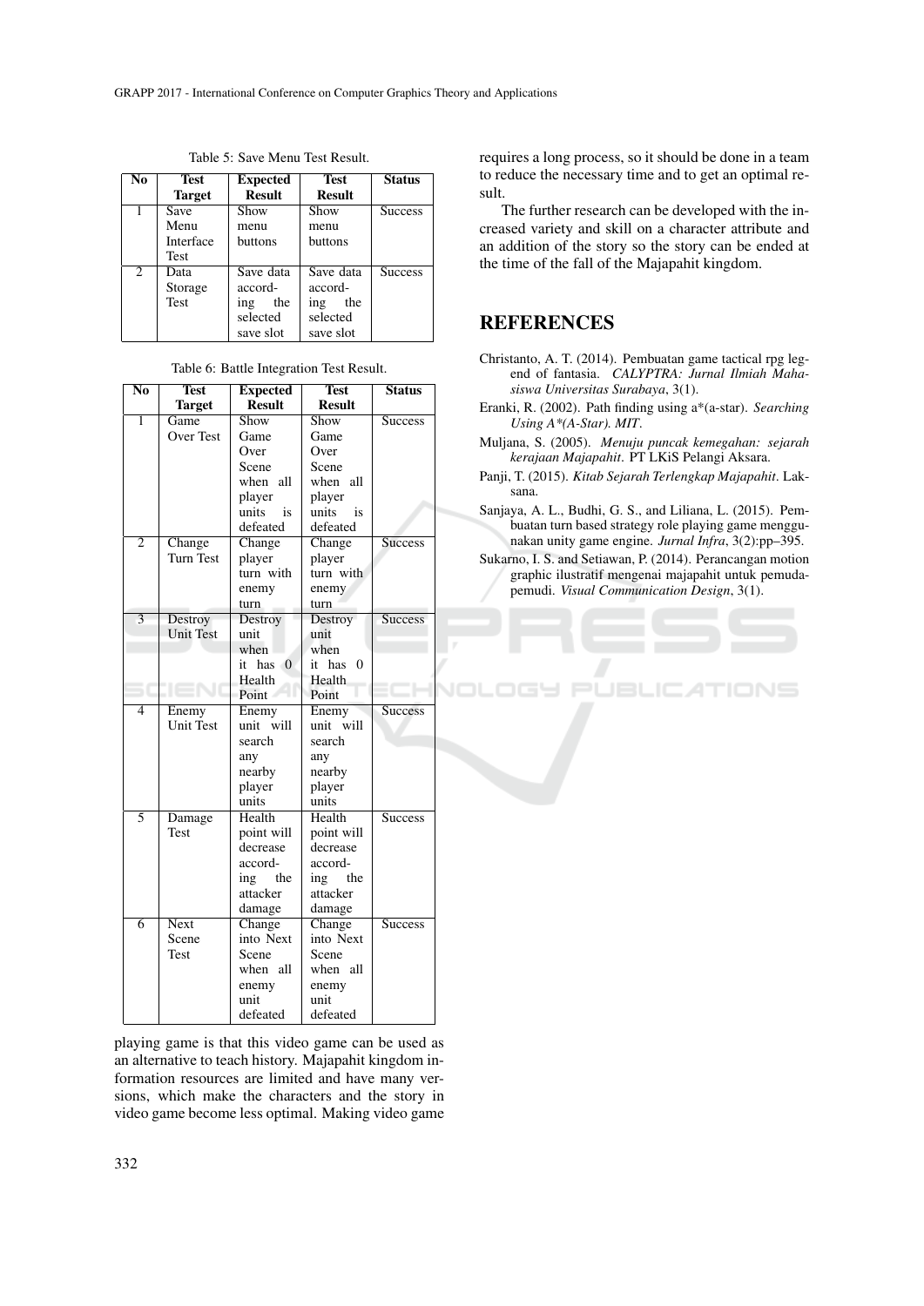Table 5: Save Menu Test Result.

| No | Test Target | Expected Result | Test Result | Status |
|---|---|---|---|---|
| 1 | Save Menu Interface Test | Show menu buttons | Show menu buttons | Success |
| 2 | Data Storage Test | Save data according the selected save slot | Save data according the selected save slot | Success |

Table 6: Battle Integration Test Result.

| No | Test Target | Expected Result | Test Result | Status |
|---|---|---|---|---|
| 1 | Game Over Test | Show Game Over Scene when all player units is defeated | Show Game Over Scene when all player units is defeated | Success |
| 2 | Change Turn Test | Change player turn with enemy turn | Change player turn with enemy turn | Success |
| 3 | Destroy Unit Test | Destroy unit when it has 0 Health Point | Destroy unit when it has 0 Health Point | Success |
| 4 | Enemy Unit Test | Enemy unit will search any nearby player units | Enemy unit will search any nearby player units | Success |
| 5 | Damage Test | Health point will decrease according the attacker damage | Health point will decrease according the attacker damage | Success |
| 6 | Next Scene Test | Change into Next Scene when all enemy unit defeated | Change into Next Scene when all enemy unit defeated | Success |

playing game is that this video game can be used as an alternative to teach history. Majapahit kingdom information resources are limited and have many versions, which make the characters and the story in video game become less optimal. Making video game requires a long process, so it should be done in a team to reduce the necessary time and to get an optimal result.

The further research can be developed with the increased variety and skill on a character attribute and an addition of the story so the story can be ended at the time of the fall of the Majapahit kingdom.

## REFERENCES

Christanto, A. T. (2014). Pembuatan game tactical rpg legend of fantasia. *CALYPTRA: Jurnal Ilmiah Mahasiswa Universitas Surabaya*, 3(1).

Eranki, R. (2002). Path finding using a*(a-star). *Searching Using A*(A-Star). MIT*.

Muljana, S. (2005). *Menuju puncak kemegahan: sejarah kerajaan Majapahit*. PT LKiS Pelangi Aksara.

Panji, T. (2015). *Kitab Sejarah Terlengkap Majapahit*. Laksana.

Sanjaya, A. L., Budhi, G. S., and Liliana, L. (2015). Pembuatan turn based strategy role playing game menggunakan unity game engine. *Jurnal Infra*, 3(2):pp–395.

Sukarno, I. S. and Setiawan, P. (2014). Perancangan motion graphic ilustratif mengenai majapahit untuk pemuda-pemudi. *Visual Communication Design*, 3(1).